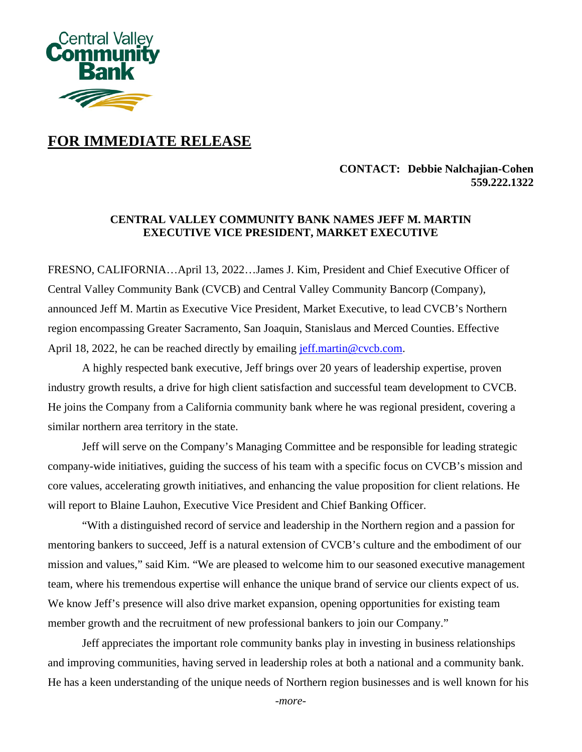Central Valley Community Bank

**FOR IMMEDIATE RELEASE**

**CONTACT: Debbie Nalchajian-Cohen**
**559.222.1322**

**CENTRAL VALLEY COMMUNITY BANK NAMES JEFF M. MARTIN EXECUTIVE VICE PRESIDENT, MARKET EXECUTIVE**

FRESNO, CALIFORNIA…April 13, 2022…James J. Kim, President and Chief Executive Officer of Central Valley Community Bank (CVCB) and Central Valley Community Bancorp (Company), announced Jeff M. Martin as Executive Vice President, Market Executive, to lead CVCB's Northern region encompassing Greater Sacramento, San Joaquin, Stanislaus and Merced Counties. Effective April 18, 2022, he can be reached directly by emailing jeff.martin@cvcb.com.

A highly respected bank executive, Jeff brings over 20 years of leadership expertise, proven industry growth results, a drive for high client satisfaction and successful team development to CVCB. He joins the Company from a California community bank where he was regional president, covering a similar northern area territory in the state.

Jeff will serve on the Company's Managing Committee and be responsible for leading strategic company-wide initiatives, guiding the success of his team with a specific focus on CVCB's mission and core values, accelerating growth initiatives, and enhancing the value proposition for client relations. He will report to Blaine Lauhon, Executive Vice President and Chief Banking Officer.

"With a distinguished record of service and leadership in the Northern region and a passion for mentoring bankers to succeed, Jeff is a natural extension of CVCB's culture and the embodiment of our mission and values," said Kim. "We are pleased to welcome him to our seasoned executive management team, where his tremendous expertise will enhance the unique brand of service our clients expect of us. We know Jeff's presence will also drive market expansion, opening opportunities for existing team member growth and the recruitment of new professional bankers to join our Company."

Jeff appreciates the important role community banks play in investing in business relationships and improving communities, having served in leadership roles at both a national and a community bank. He has a keen understanding of the unique needs of Northern region businesses and is well known for his

*-more-*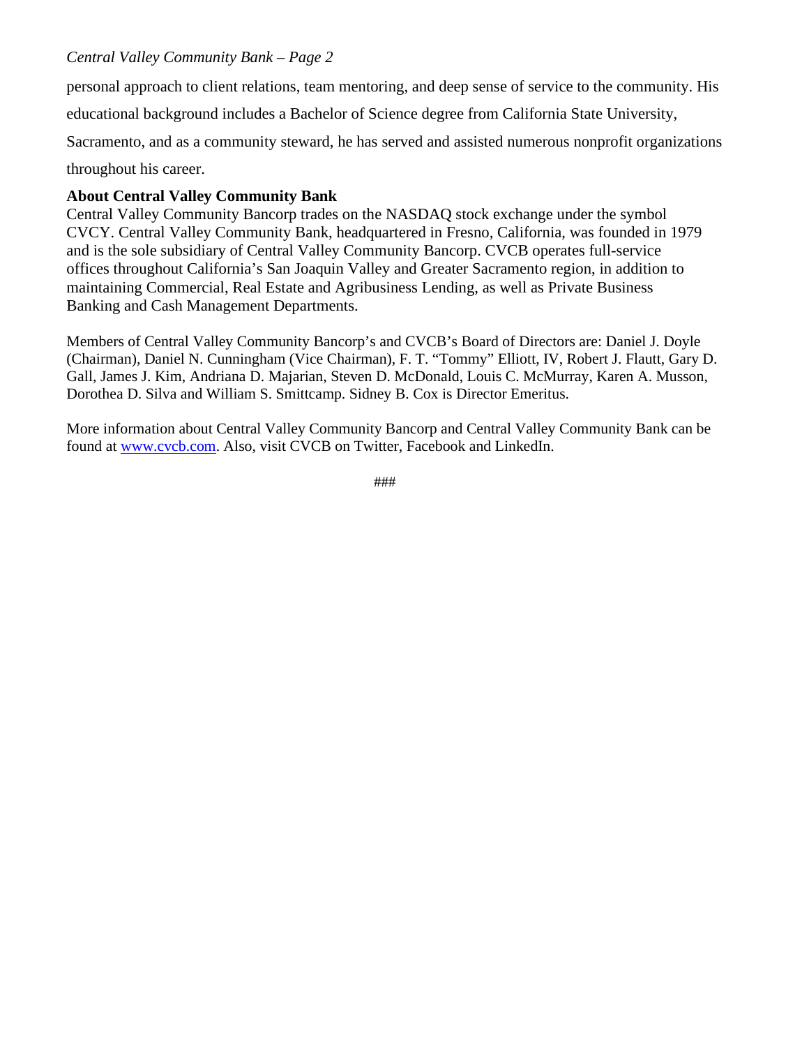personal approach to client relations, team mentoring, and deep sense of service to the community. His educational background includes a Bachelor of Science degree from California State University, Sacramento, and as a community steward, he has served and assisted numerous nonprofit organizations throughout his career.

**About Central Valley Community Bank**

Central Valley Community Bancorp trades on the NASDAQ stock exchange under the symbol CVCY. Central Valley Community Bank, headquartered in Fresno, California, was founded in 1979 and is the sole subsidiary of Central Valley Community Bancorp. CVCB operates full-service offices throughout California's San Joaquin Valley and Greater Sacramento region, in addition to maintaining Commercial, Real Estate and Agribusiness Lending, as well as Private Business Banking and Cash Management Departments.

Members of Central Valley Community Bancorp's and CVCB's Board of Directors are: Daniel J. Doyle (Chairman), Daniel N. Cunningham (Vice Chairman), F. T. "Tommy" Elliott, IV, Robert J. Flautt, Gary D. Gall, James J. Kim, Andriana D. Majarian, Steven D. McDonald, Louis C. McMurray, Karen A. Musson, Dorothea D. Silva and William S. Smittcamp. Sidney B. Cox is Director Emeritus.

More information about Central Valley Community Bancorp and Central Valley Community Bank can be found at [www.cvcb.com](http://www.cvcb.com). Also, visit CVCB on Twitter, Facebook and LinkedIn.

###